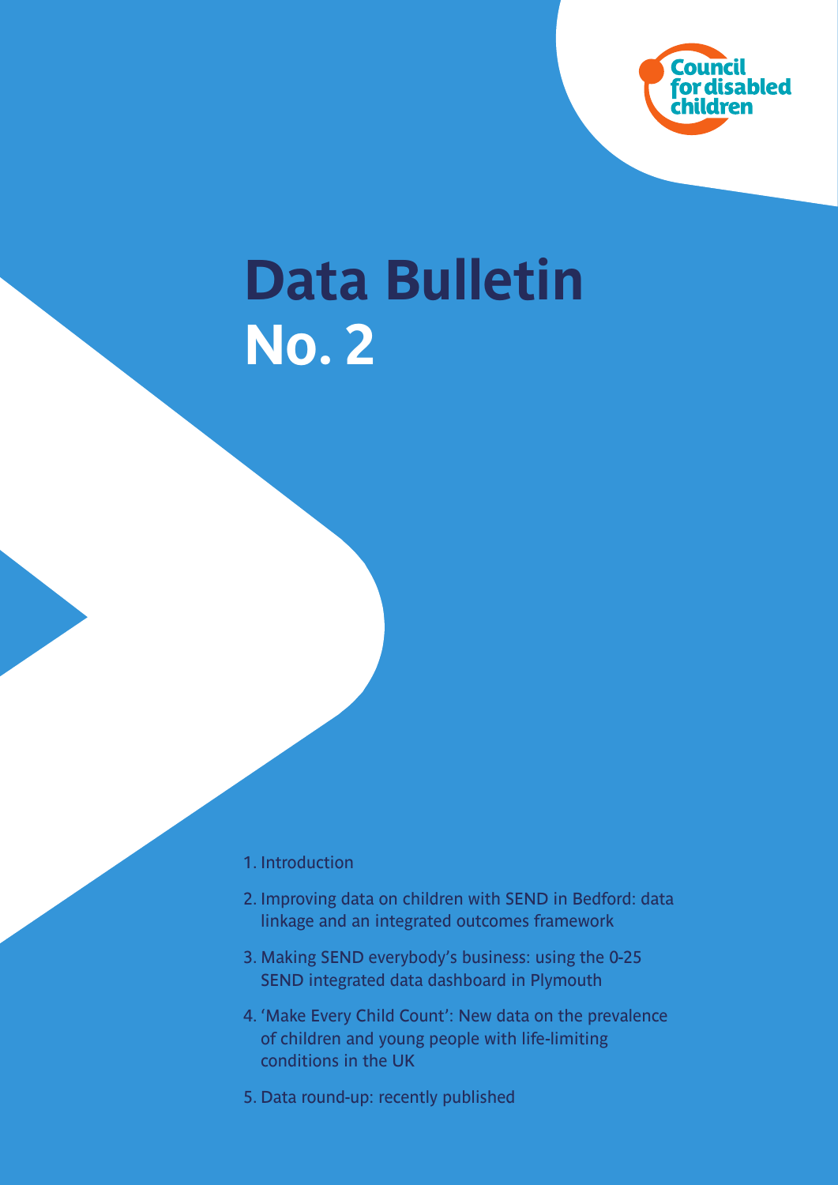Council for disabled children

# Data Bulletin No. 2

1. Introduction
2. Improving data on children with SEND in Bedford: data linkage and an integrated outcomes framework
3. Making SEND everybody's business: using the 0-25 SEND integrated data dashboard in Plymouth
4. 'Make Every Child Count': New data on the prevalence of children and young people with life-limiting conditions in the UK
5. Data round-up: recently published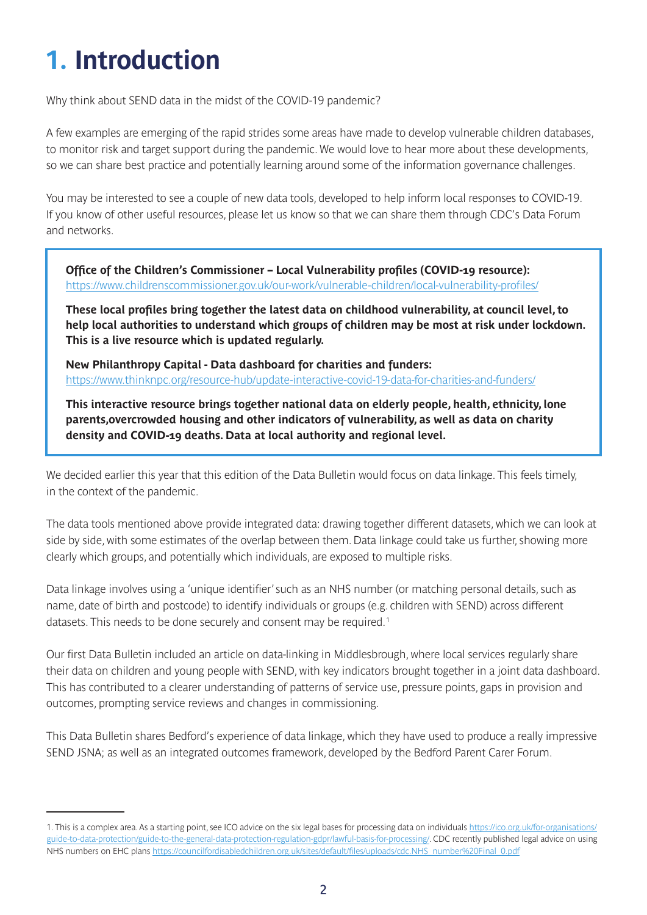# 1. Introduction

Why think about SEND data in the midst of the COVID-19 pandemic?

A few examples are emerging of the rapid strides some areas have made to develop vulnerable children databases, to monitor risk and target support during the pandemic. We would love to hear more about these developments, so we can share best practice and potentially learning around some of the information governance challenges.

You may be interested to see a couple of new data tools, developed to help inform local responses to COVID-19. If you know of other useful resources, please let us know so that we can share them through CDC's Data Forum and networks.

> **Office of the Children's Commissioner – Local Vulnerability profiles (COVID-19 resource):**
> https://www.childrenscommissioner.gov.uk/our-work/vulnerable-children/local-vulnerability-profiles/
>
> **These local profiles bring together the latest data on childhood vulnerability, at council level, to help local authorities to understand which groups of children may be most at risk under lockdown. This is a live resource which is updated regularly.**
>
> **New Philanthropy Capital - Data dashboard for charities and funders:**
> https://www.thinknpc.org/resource-hub/update-interactive-covid-19-data-for-charities-and-funders/
>
> **This interactive resource brings together national data on elderly people, health, ethnicity, lone parents,overcrowded housing and other indicators of vulnerability, as well as data on charity density and COVID-19 deaths. Data at local authority and regional level.**

We decided earlier this year that this edition of the Data Bulletin would focus on data linkage. This feels timely, in the context of the pandemic.

The data tools mentioned above provide integrated data: drawing together different datasets, which we can look at side by side, with some estimates of the overlap between them. Data linkage could take us further, showing more clearly which groups, and potentially which individuals, are exposed to multiple risks.

Data linkage involves using a 'unique identifier' such as an NHS number (or matching personal details, such as name, date of birth and postcode) to identify individuals or groups (e.g. children with SEND) across different datasets. This needs to be done securely and consent may be required.[1]

Our first Data Bulletin included an article on data-linking in Middlesbrough, where local services regularly share their data on children and young people with SEND, with key indicators brought together in a joint data dashboard. This has contributed to a clearer understanding of patterns of service use, pressure points, gaps in provision and outcomes, prompting service reviews and changes in commissioning.

This Data Bulletin shares Bedford's experience of data linkage, which they have used to produce a really impressive SEND JSNA; as well as an integrated outcomes framework, developed by the Bedford Parent Carer Forum.

---

1. This is a complex area. As a starting point, see ICO advice on the six legal bases for processing data on individuals https://ico.org.uk/for-organisations/guide-to-data-protection/guide-to-the-general-data-protection-regulation-gdpr/lawful-basis-for-processing/. CDC recently published legal advice on using NHS numbers on EHC plans https://councilfordisabledchildren.org.uk/sites/default/files/uploads/cdc.NHS_number%20Final_0.pdf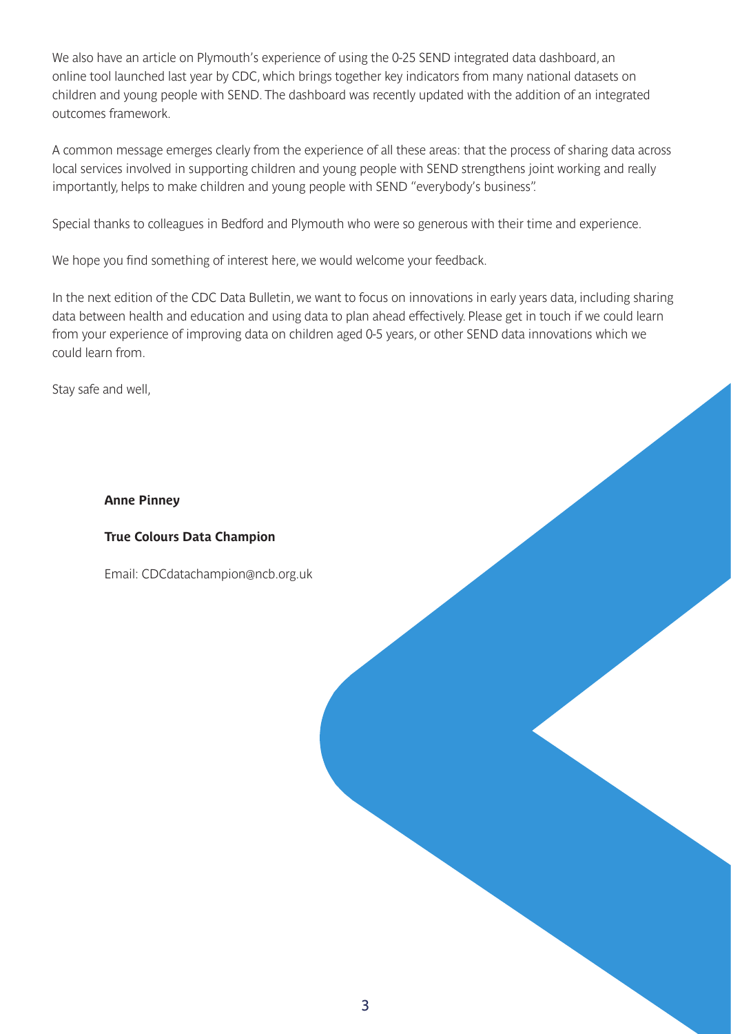We also have an article on Plymouth's experience of using the 0-25 SEND integrated data dashboard, an online tool launched last year by CDC, which brings together key indicators from many national datasets on children and young people with SEND. The dashboard was recently updated with the addition of an integrated outcomes framework.

A common message emerges clearly from the experience of all these areas: that the process of sharing data across local services involved in supporting children and young people with SEND strengthens joint working and really importantly, helps to make children and young people with SEND "everybody's business".

Special thanks to colleagues in Bedford and Plymouth who were so generous with their time and experience.

We hope you find something of interest here, we would welcome your feedback.

In the next edition of the CDC Data Bulletin, we want to focus on innovations in early years data, including sharing data between health and education and using data to plan ahead effectively. Please get in touch if we could learn from your experience of improving data on children aged 0-5 years, or other SEND data innovations which we could learn from.

Stay safe and well,

**Anne Pinney**

**True Colours Data Champion**

Email: CDCdatachampion@ncb.org.uk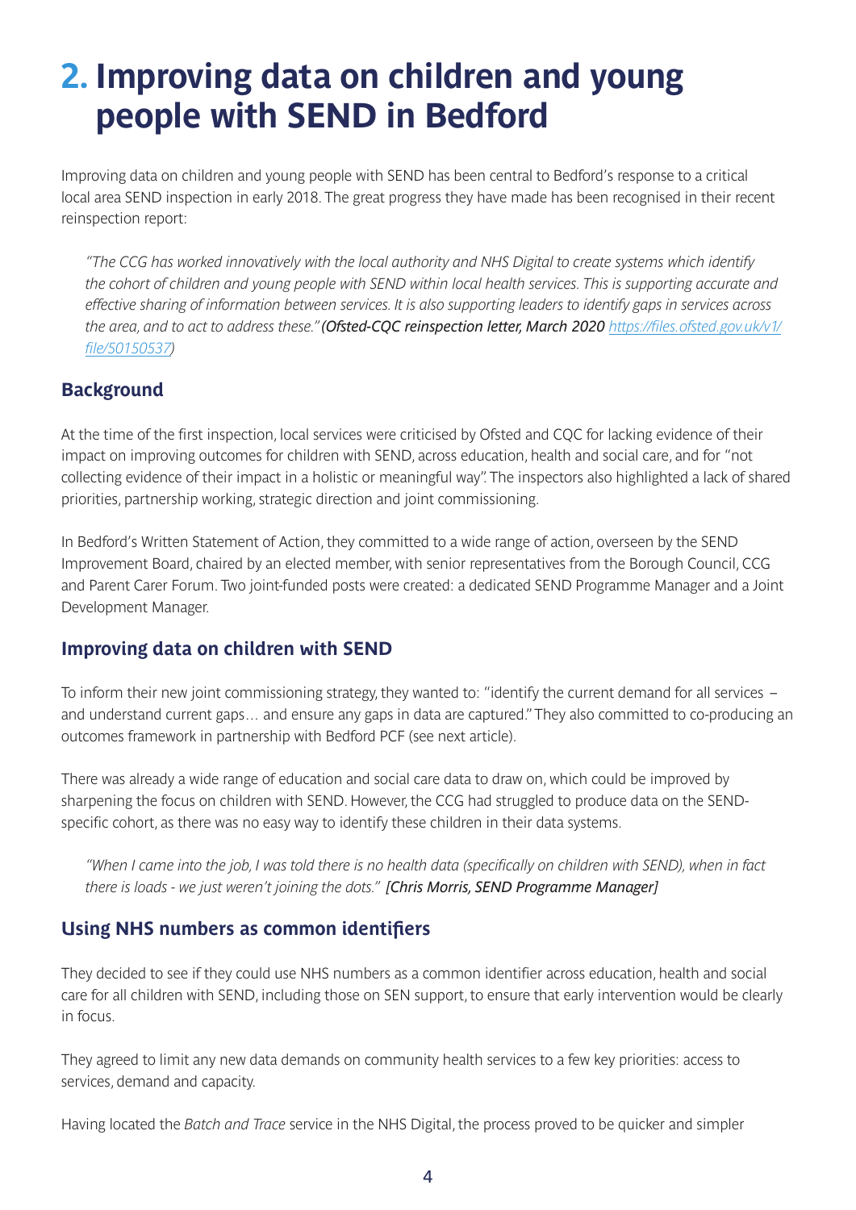# 2. Improving data on children and young people with SEND in Bedford

Improving data on children and young people with SEND has been central to Bedford's response to a critical local area SEND inspection in early 2018. The great progress they have made has been recognised in their recent reinspection report:

> *"The CCG has worked innovatively with the local authority and NHS Digital to create systems which identify the cohort of children and young people with SEND within local health services. This is supporting accurate and effective sharing of information between services. It is also supporting leaders to identify gaps in services across the area, and to act to address these."* ***(Ofsted-CQC reinspection letter, March 2020** [https://files.ofsted.gov.uk/v1/file/50150537](https://files.ofsted.gov.uk/v1/file/50150537))*

## Background

At the time of the first inspection, local services were criticised by Ofsted and CQC for lacking evidence of their impact on improving outcomes for children with SEND, across education, health and social care, and for "not collecting evidence of their impact in a holistic or meaningful way". The inspectors also highlighted a lack of shared priorities, partnership working, strategic direction and joint commissioning.

In Bedford's Written Statement of Action, they committed to a wide range of action, overseen by the SEND Improvement Board, chaired by an elected member, with senior representatives from the Borough Council, CCG and Parent Carer Forum. Two joint-funded posts were created: a dedicated SEND Programme Manager and a Joint Development Manager.

## Improving data on children with SEND

To inform their new joint commissioning strategy, they wanted to: "identify the current demand for all services – and understand current gaps… and ensure any gaps in data are captured." They also committed to co-producing an outcomes framework in partnership with Bedford PCF (see next article).

There was already a wide range of education and social care data to draw on, which could be improved by sharpening the focus on children with SEND. However, the CCG had struggled to produce data on the SEND-specific cohort, as there was no easy way to identify these children in their data systems.

> *"When I came into the job, I was told there is no health data (specifically on children with SEND), when in fact there is loads - we just weren't joining the dots."* ***[Chris Morris, SEND Programme Manager]***

## Using NHS numbers as common identifiers

They decided to see if they could use NHS numbers as a common identifier across education, health and social care for all children with SEND, including those on SEN support, to ensure that early intervention would be clearly in focus.

They agreed to limit any new data demands on community health services to a few key priorities: access to services, demand and capacity.

Having located the *Batch and Trace* service in the NHS Digital, the process proved to be quicker and simpler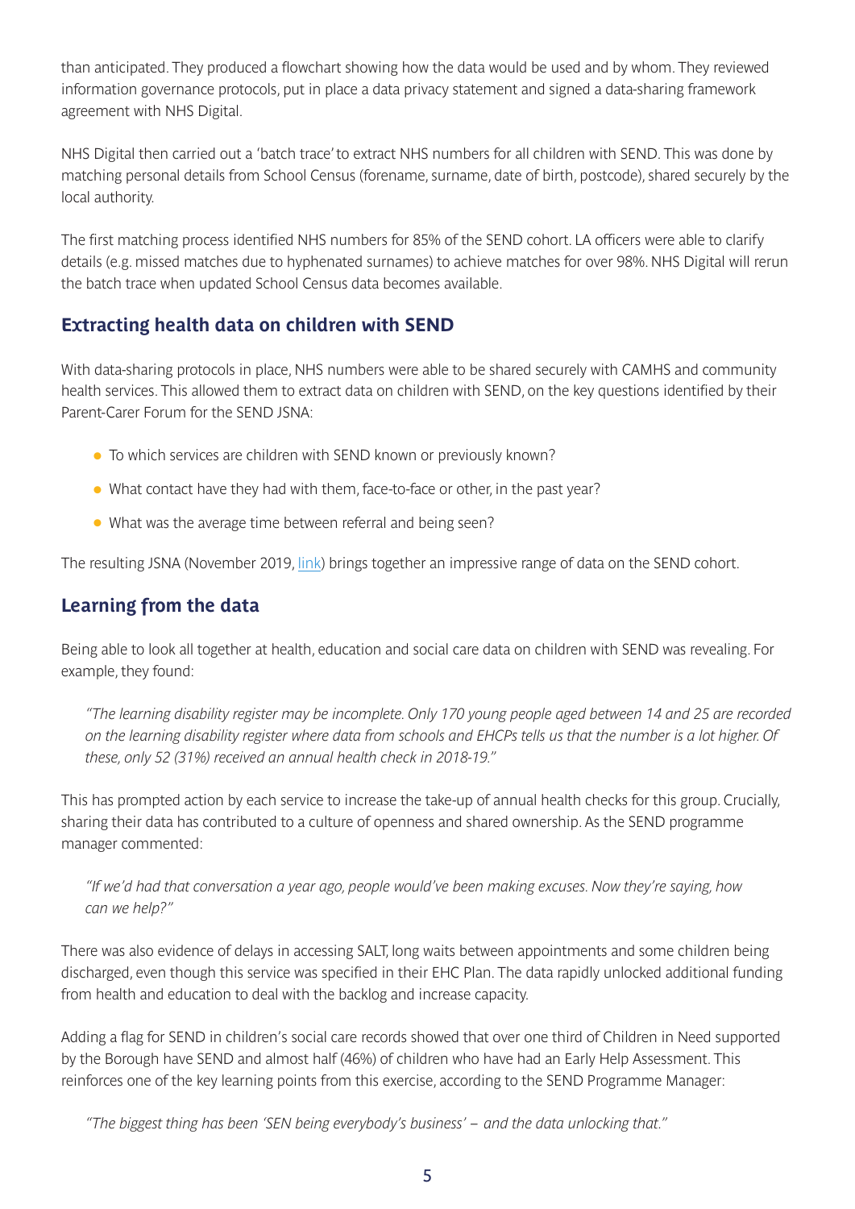than anticipated. They produced a flowchart showing how the data would be used and by whom. They reviewed information governance protocols, put in place a data privacy statement and signed a data-sharing framework agreement with NHS Digital.

NHS Digital then carried out a 'batch trace' to extract NHS numbers for all children with SEND. This was done by matching personal details from School Census (forename, surname, date of birth, postcode), shared securely by the local authority.

The first matching process identified NHS numbers for 85% of the SEND cohort. LA officers were able to clarify details (e.g. missed matches due to hyphenated surnames) to achieve matches for over 98%. NHS Digital will rerun the batch trace when updated School Census data becomes available.

## Extracting health data on children with SEND

With data-sharing protocols in place, NHS numbers were able to be shared securely with CAMHS and community health services. This allowed them to extract data on children with SEND, on the key questions identified by their Parent-Carer Forum for the SEND JSNA:

- To which services are children with SEND known or previously known?
- What contact have they had with them, face-to-face or other, in the past year?
- What was the average time between referral and being seen?

The resulting JSNA (November 2019, link) brings together an impressive range of data on the SEND cohort.

## Learning from the data

Being able to look all together at health, education and social care data on children with SEND was revealing. For example, they found:

> *"The learning disability register may be incomplete. Only 170 young people aged between 14 and 25 are recorded on the learning disability register where data from schools and EHCPs tells us that the number is a lot higher. Of these, only 52 (31%) received an annual health check in 2018-19."*

This has prompted action by each service to increase the take-up of annual health checks for this group. Crucially, sharing their data has contributed to a culture of openness and shared ownership. As the SEND programme manager commented:

> *"If we'd had that conversation a year ago, people would've been making excuses. Now they're saying, how can we help?"*

There was also evidence of delays in accessing SALT, long waits between appointments and some children being discharged, even though this service was specified in their EHC Plan. The data rapidly unlocked additional funding from health and education to deal with the backlog and increase capacity.

Adding a flag for SEND in children's social care records showed that over one third of Children in Need supported by the Borough have SEND and almost half (46%) of children who have had an Early Help Assessment. This reinforces one of the key learning points from this exercise, according to the SEND Programme Manager:

> *"The biggest thing has been 'SEN being everybody's business' – and the data unlocking that."*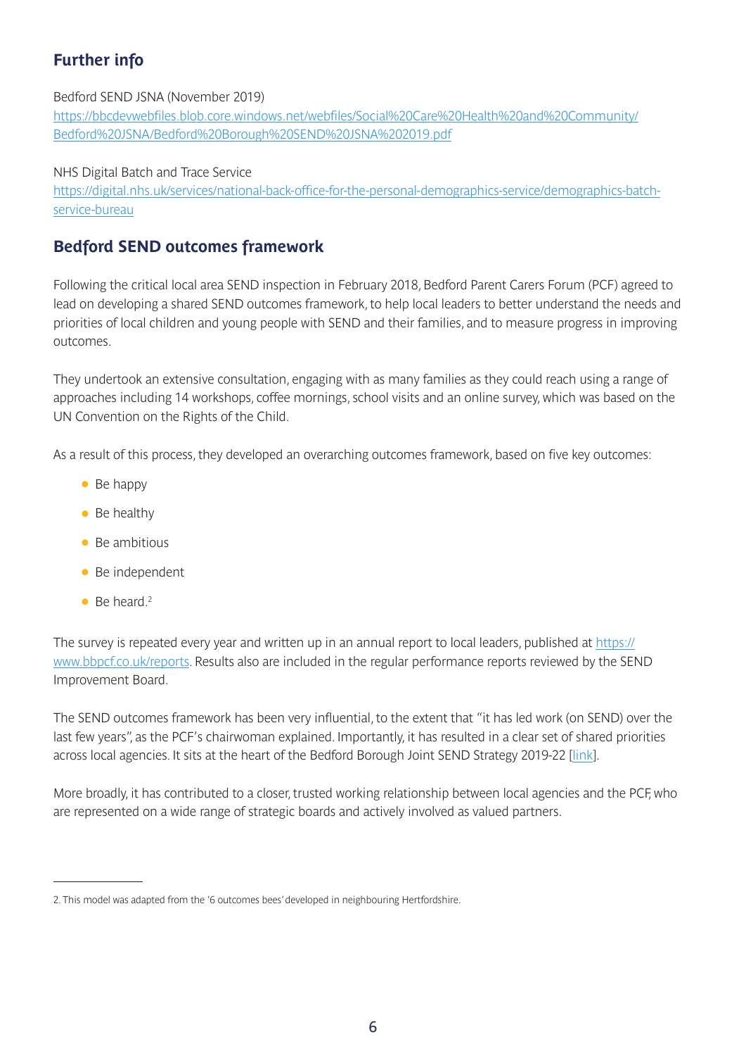## Further info

Bedford SEND JSNA (November 2019)
https://bbcdevwebfiles.blob.core.windows.net/webfiles/Social%20Care%20Health%20and%20Community/Bedford%20JSNA/Bedford%20Borough%20SEND%20JSNA%202019.pdf

NHS Digital Batch and Trace Service
https://digital.nhs.uk/services/national-back-office-for-the-personal-demographics-service/demographics-batch-service-bureau

## Bedford SEND outcomes framework

Following the critical local area SEND inspection in February 2018, Bedford Parent Carers Forum (PCF) agreed to lead on developing a shared SEND outcomes framework, to help local leaders to better understand the needs and priorities of local children and young people with SEND and their families, and to measure progress in improving outcomes.

They undertook an extensive consultation, engaging with as many families as they could reach using a range of approaches including 14 workshops, coffee mornings, school visits and an online survey, which was based on the UN Convention on the Rights of the Child.

As a result of this process, they developed an overarching outcomes framework, based on five key outcomes:

- Be happy
- Be healthy
- Be ambitious
- Be independent
- Be heard.[2]

The survey is repeated every year and written up in an annual report to local leaders, published at https://www.bbpcf.co.uk/reports. Results also are included in the regular performance reports reviewed by the SEND Improvement Board.

The SEND outcomes framework has been very influential, to the extent that "it has led work (on SEND) over the last few years", as the PCF's chairwoman explained. Importantly, it has resulted in a clear set of shared priorities across local agencies. It sits at the heart of the Bedford Borough Joint SEND Strategy 2019-22 [link].

More broadly, it has contributed to a closer, trusted working relationship between local agencies and the PCF, who are represented on a wide range of strategic boards and actively involved as valued partners.

2. This model was adapted from the '6 outcomes bees' developed in neighbouring Hertfordshire.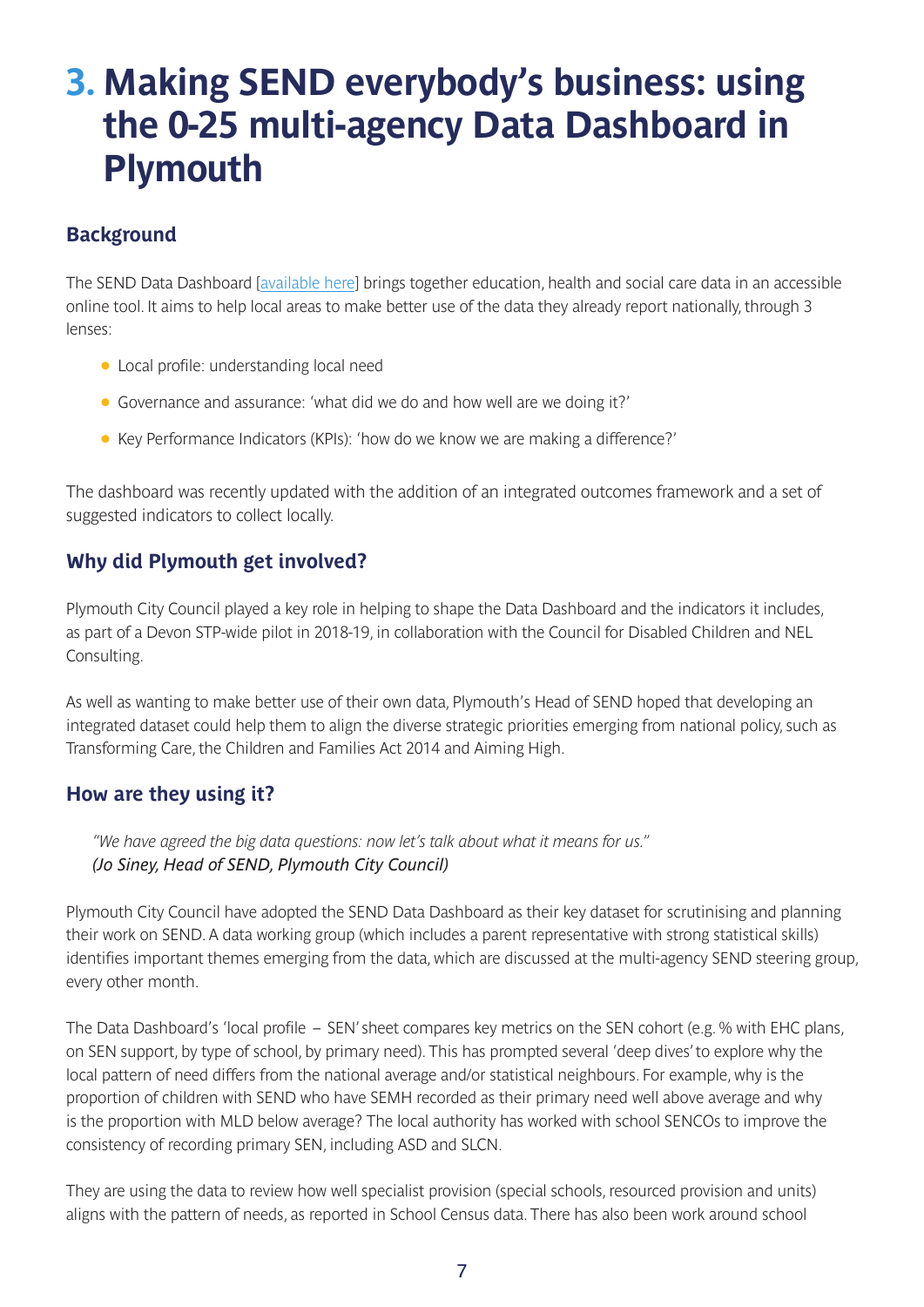# 3. Making SEND everybody's business: using the 0-25 multi-agency Data Dashboard in Plymouth

## Background

The SEND Data Dashboard [available here] brings together education, health and social care data in an accessible online tool. It aims to help local areas to make better use of the data they already report nationally, through 3 lenses:

- Local profile: understanding local need
- Governance and assurance: 'what did we do and how well are we doing it?'
- Key Performance Indicators (KPIs): 'how do we know we are making a difference?'

The dashboard was recently updated with the addition of an integrated outcomes framework and a set of suggested indicators to collect locally.

## Why did Plymouth get involved?

Plymouth City Council played a key role in helping to shape the Data Dashboard and the indicators it includes, as part of a Devon STP-wide pilot in 2018-19, in collaboration with the Council for Disabled Children and NEL Consulting.

As well as wanting to make better use of their own data, Plymouth's Head of SEND hoped that developing an integrated dataset could help them to align the diverse strategic priorities emerging from national policy, such as Transforming Care, the Children and Families Act 2014 and Aiming High.

## How are they using it?

> *"We have agreed the big data questions: now let's talk about what it means for us."*
> ***(Jo Siney, Head of SEND, Plymouth City Council)***

Plymouth City Council have adopted the SEND Data Dashboard as their key dataset for scrutinising and planning their work on SEND. A data working group (which includes a parent representative with strong statistical skills) identifies important themes emerging from the data, which are discussed at the multi-agency SEND steering group, every other month.

The Data Dashboard's 'local profile – SEN' sheet compares key metrics on the SEN cohort (e.g. % with EHC plans, on SEN support, by type of school, by primary need). This has prompted several 'deep dives' to explore why the local pattern of need differs from the national average and/or statistical neighbours. For example, why is the proportion of children with SEND who have SEMH recorded as their primary need well above average and why is the proportion with MLD below average? The local authority has worked with school SENCOs to improve the consistency of recording primary SEN, including ASD and SLCN.

They are using the data to review how well specialist provision (special schools, resourced provision and units) aligns with the pattern of needs, as reported in School Census data. There has also been work around school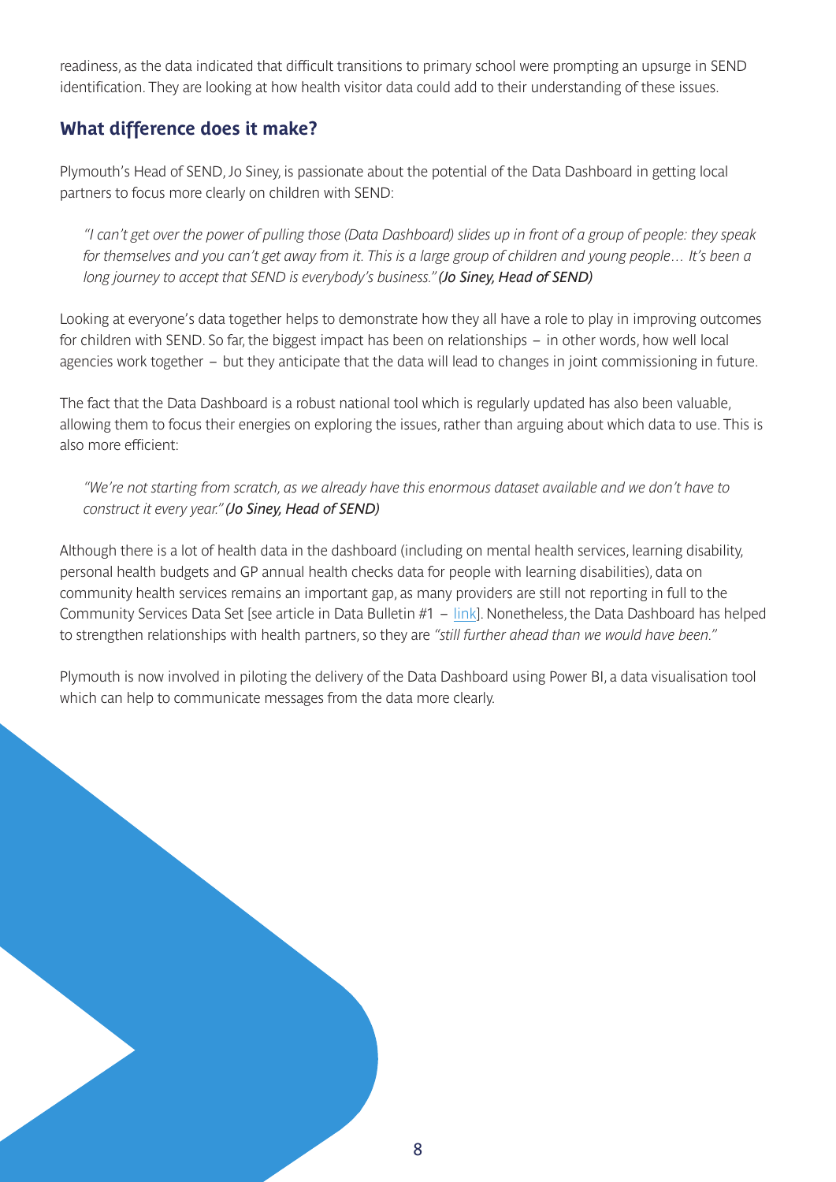readiness, as the data indicated that difficult transitions to primary school were prompting an upsurge in SEND identification. They are looking at how health visitor data could add to their understanding of these issues.

## What difference does it make?

Plymouth's Head of SEND, Jo Siney, is passionate about the potential of the Data Dashboard in getting local partners to focus more clearly on children with SEND:

> *"I can't get over the power of pulling those (Data Dashboard) slides up in front of a group of people: they speak for themselves and you can't get away from it. This is a large group of children and young people… It's been a long journey to accept that SEND is everybody's business." **(Jo Siney, Head of SEND)***

Looking at everyone's data together helps to demonstrate how they all have a role to play in improving outcomes for children with SEND. So far, the biggest impact has been on relationships – in other words, how well local agencies work together – but they anticipate that the data will lead to changes in joint commissioning in future.

The fact that the Data Dashboard is a robust national tool which is regularly updated has also been valuable, allowing them to focus their energies on exploring the issues, rather than arguing about which data to use. This is also more efficient:

> *"We're not starting from scratch, as we already have this enormous dataset available and we don't have to construct it every year." **(Jo Siney, Head of SEND)***

Although there is a lot of health data in the dashboard (including on mental health services, learning disability, personal health budgets and GP annual health checks data for people with learning disabilities), data on community health services remains an important gap, as many providers are still not reporting in full to the Community Services Data Set [see article in Data Bulletin #1 – link]. Nonetheless, the Data Dashboard has helped to strengthen relationships with health partners, so they are *"still further ahead than we would have been."*

Plymouth is now involved in piloting the delivery of the Data Dashboard using Power BI, a data visualisation tool which can help to communicate messages from the data more clearly.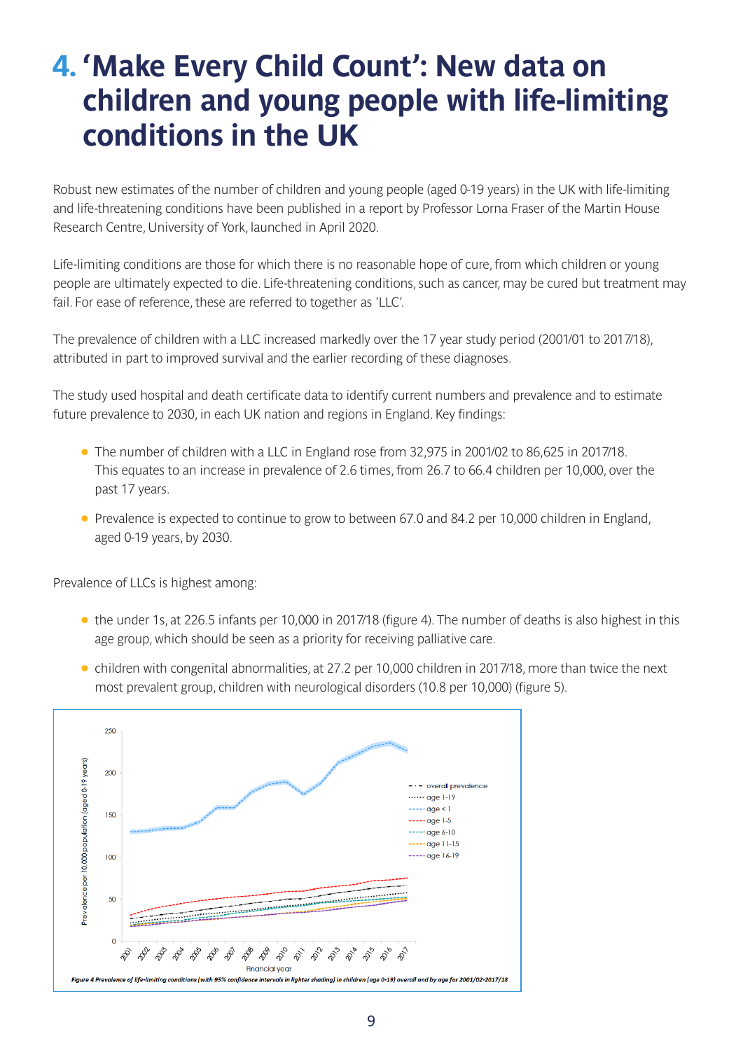# 4. 'Make Every Child Count': New data on children and young people with life-limiting conditions in the UK

Robust new estimates of the number of children and young people (aged 0-19 years) in the UK with life-limiting and life-threatening conditions have been published in a report by Professor Lorna Fraser of the Martin House Research Centre, University of York, launched in April 2020.

Life-limiting conditions are those for which there is no reasonable hope of cure, from which children or young people are ultimately expected to die. Life-threatening conditions, such as cancer, may be cured but treatment may fail. For ease of reference, these are referred to together as 'LLC'.

The prevalence of children with a LLC increased markedly over the 17 year study period (2001/01 to 2017/18), attributed in part to improved survival and the earlier recording of these diagnoses.

The study used hospital and death certificate data to identify current numbers and prevalence and to estimate future prevalence to 2030, in each UK nation and regions in England. Key findings:

- The number of children with a LLC in England rose from 32,975 in 2001/02 to 86,625 in 2017/18. This equates to an increase in prevalence of 2.6 times, from 26.7 to 66.4 children per 10,000, over the past 17 years.
- Prevalence is expected to continue to grow to between 67.0 and 84.2 per 10,000 children in England, aged 0-19 years, by 2030.

Prevalence of LLCs is highest among:

- the under 1s, at 226.5 infants per 10,000 in 2017/18 (figure 4). The number of deaths is also highest in this age group, which should be seen as a priority for receiving palliative care.
- children with congenital abnormalities, at 27.2 per 10,000 children in 2017/18, more than twice the next most prevalent group, children with neurological disorders (10.8 per 10,000) (figure 5).

*Figure 4 Prevalence of life-limiting conditions (with 95% confidence intervals in lighter shading) in children (age 0-19) overall and by age for 2001/02-2017/18*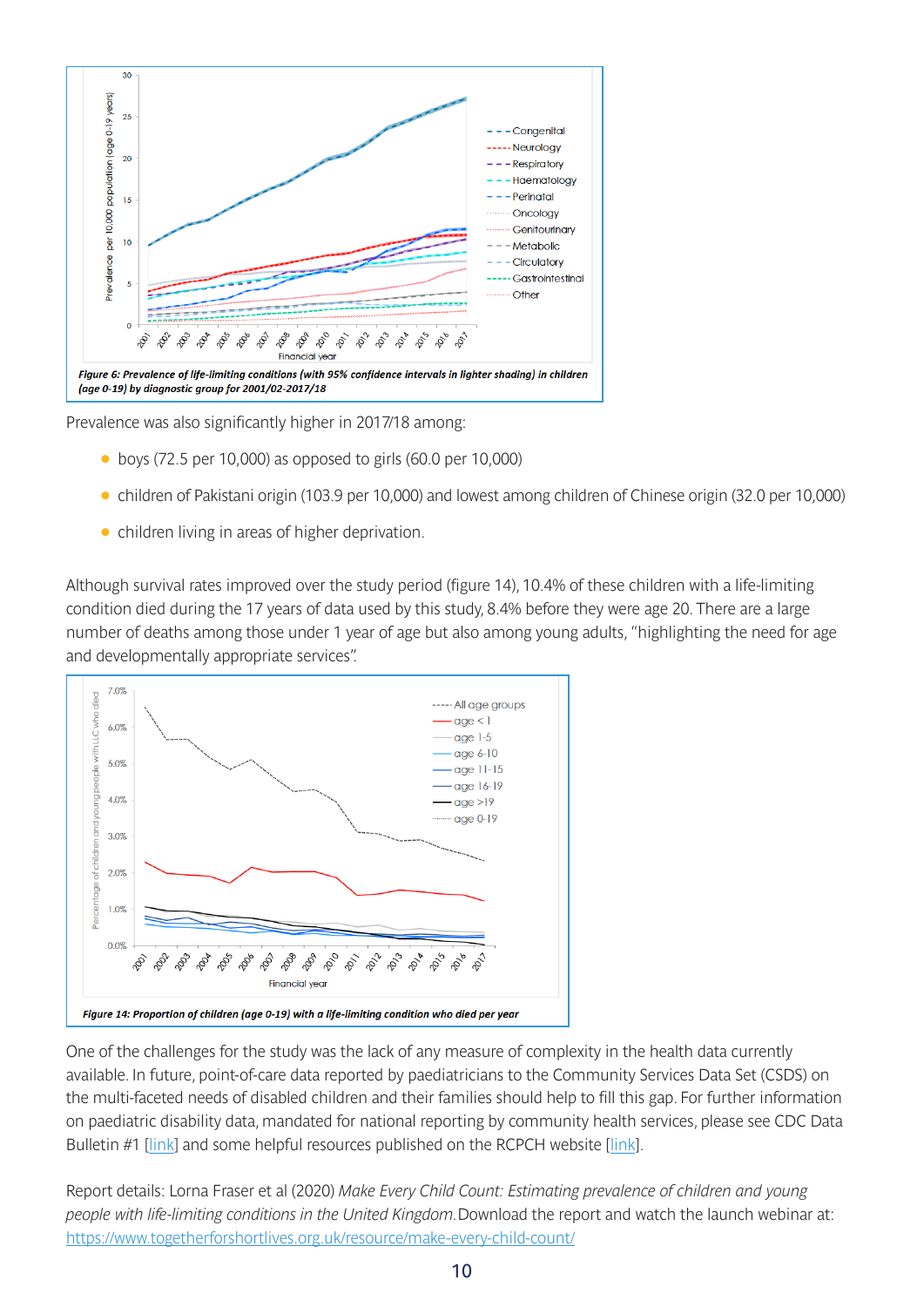*Figure 6: Prevalence of life-limiting conditions (with 95% confidence intervals in lighter shading) in children (age 0-19) by diagnostic group for 2001/02-2017/18*

Prevalence was also significantly higher in 2017/18 among:

- boys (72.5 per 10,000) as opposed to girls (60.0 per 10,000)
- children of Pakistani origin (103.9 per 10,000) and lowest among children of Chinese origin (32.0 per 10,000)
- children living in areas of higher deprivation.

Although survival rates improved over the study period (figure 14), 10.4% of these children with a life-limiting condition died during the 17 years of data used by this study, 8.4% before they were age 20. There are a large number of deaths among those under 1 year of age but also among young adults, "highlighting the need for age and developmentally appropriate services".

*Figure 14: Proportion of children (age 0-19) with a life-limiting condition who died per year*

One of the challenges for the study was the lack of any measure of complexity in the health data currently available. In future, point-of-care data reported by paediatricians to the Community Services Data Set (CSDS) on the multi-faceted needs of disabled children and their families should help to fill this gap. For further information on paediatric disability data, mandated for national reporting by community health services, please see CDC Data Bulletin #1 [link] and some helpful resources published on the RCPCH website [link].

Report details: Lorna Fraser et al (2020) *Make Every Child Count: Estimating prevalence of children and young people with life-limiting conditions in the United Kingdom.* Download the report and watch the launch webinar at: https://www.togetherforshortlives.org.uk/resource/make-every-child-count/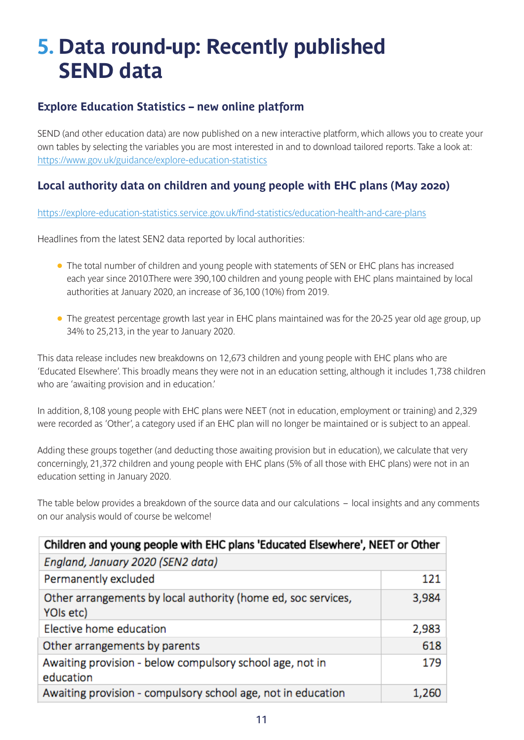# 5. Data round-up: Recently published SEND data

## Explore Education Statistics – new online platform

SEND (and other education data) are now published on a new interactive platform, which allows you to create your own tables by selecting the variables you are most interested in and to download tailored reports. Take a look at: https://www.gov.uk/guidance/explore-education-statistics

## Local authority data on children and young people with EHC plans (May 2020)

https://explore-education-statistics.service.gov.uk/find-statistics/education-health-and-care-plans

Headlines from the latest SEN2 data reported by local authorities:

- The total number of children and young people with statements of SEN or EHC plans has increased each year since 2010There were 390,100 children and young people with EHC plans maintained by local authorities at January 2020, an increase of 36,100 (10%) from 2019.
- The greatest percentage growth last year in EHC plans maintained was for the 20-25 year old age group, up 34% to 25,213, in the year to January 2020.

This data release includes new breakdowns on 12,673 children and young people with EHC plans who are 'Educated Elsewhere'. This broadly means they were not in an education setting, although it includes 1,738 children who are 'awaiting provision and in education.'

In addition, 8,108 young people with EHC plans were NEET (not in education, employment or training) and 2,329 were recorded as 'Other', a category used if an EHC plan will no longer be maintained or is subject to an appeal.

Adding these groups together (and deducting those awaiting provision but in education), we calculate that very concerningly, 21,372 children and young people with EHC plans (5% of all those with EHC plans) were not in an education setting in January 2020.

The table below provides a breakdown of the source data and our calculations – local insights and any comments on our analysis would of course be welcome!

| Children and young people with EHC plans 'Educated Elsewhere', NEET or Other | |
|---|---|
| *England, January 2020 (SEN2 data)* | |
| Permanently excluded | 121 |
| Other arrangements by local authority (home ed, soc services, YOIs etc) | 3,984 |
| Elective home education | 2,983 |
| Other arrangements by parents | 618 |
| Awaiting provision - below compulsory school age, not in education | 179 |
| Awaiting provision - compulsory school age, not in education | 1,260 |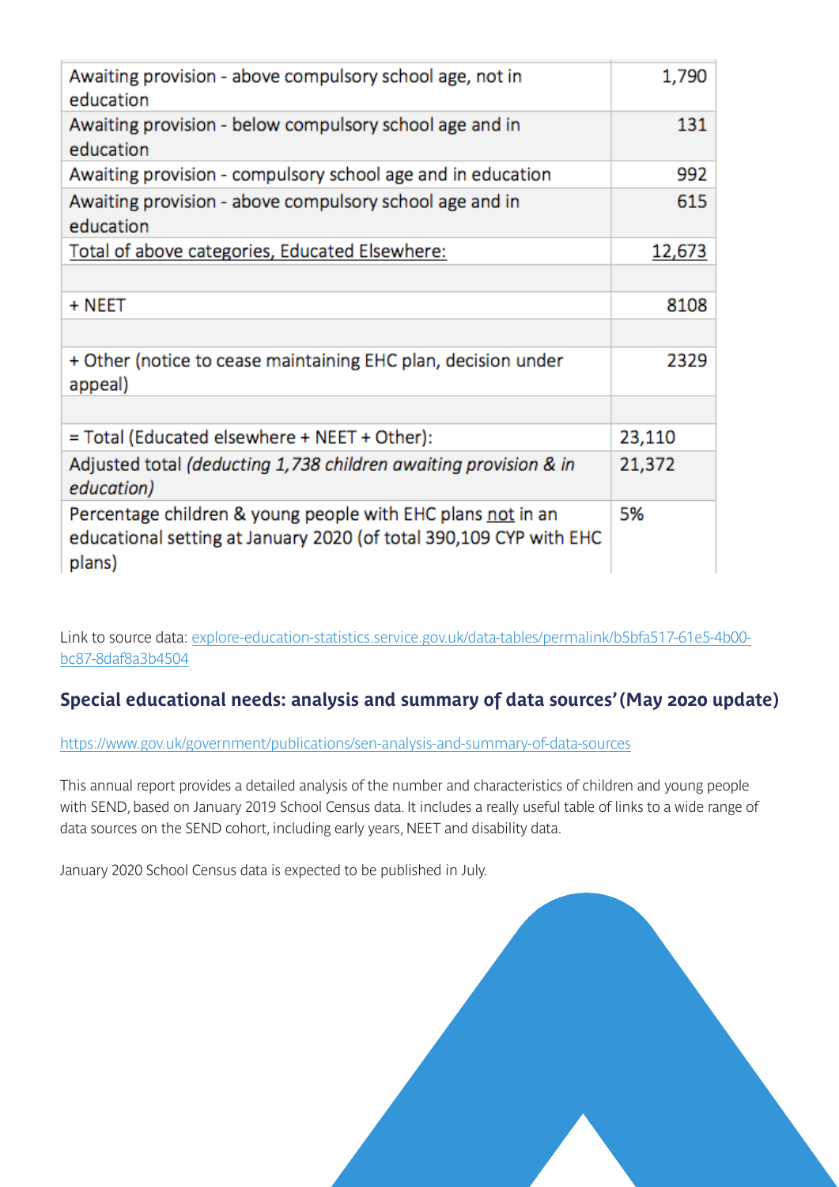| | |
|---|---|
| Awaiting provision - above compulsory school age, not in education | 1,790 |
| Awaiting provision - below compulsory school age and in education | 131 |
| Awaiting provision - compulsory school age and in education | 992 |
| Awaiting provision - above compulsory school age and in education | 615 |
| Total of above categories, Educated Elsewhere: | 12,673 |
| | |
| + NEET | 8108 |
| | |
| + Other (notice to cease maintaining EHC plan, decision under appeal) | 2329 |
| | |
| = Total (Educated elsewhere + NEET + Other): | 23,110 |
| Adjusted total *(deducting 1,738 children awaiting provision & in education)* | 21,372 |
| Percentage children & young people with EHC plans not in an educational setting at January 2020 (of total 390,109 CYP with EHC plans) | 5% |

Link to source data: [explore-education-statistics.service.gov.uk/data-tables/permalink/b5bfa517-61e5-4b00-bc87-8daf8a3b4504](explore-education-statistics.service.gov.uk/data-tables/permalink/b5bfa517-61e5-4b00-bc87-8daf8a3b4504)

### Special educational needs: analysis and summary of data sources' (May 2020 update)

[https://www.gov.uk/government/publications/sen-analysis-and-summary-of-data-sources](https://www.gov.uk/government/publications/sen-analysis-and-summary-of-data-sources)

This annual report provides a detailed analysis of the number and characteristics of children and young people with SEND, based on January 2019 School Census data. It includes a really useful table of links to a wide range of data sources on the SEND cohort, including early years, NEET and disability data.

January 2020 School Census data is expected to be published in July.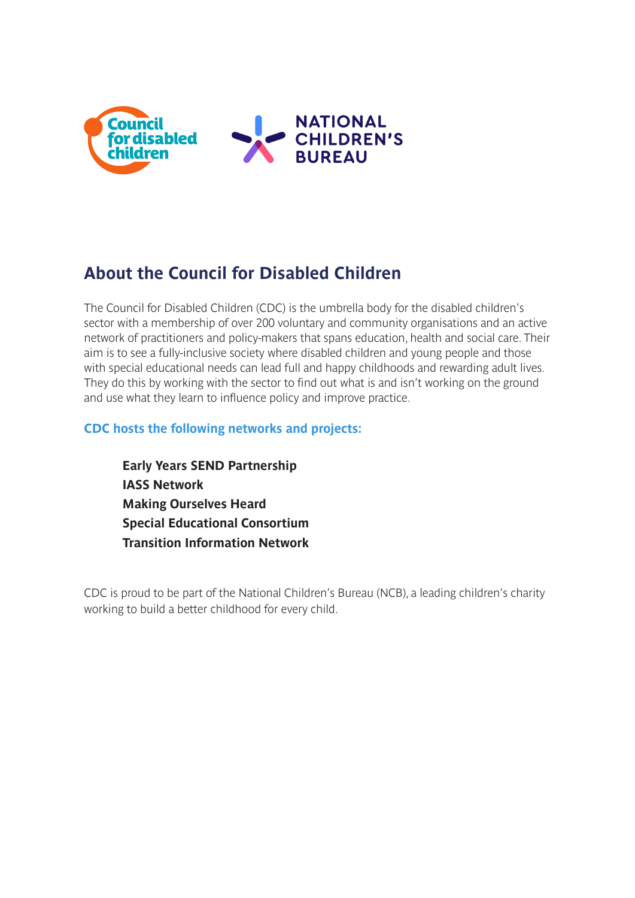## About the Council for Disabled Children

The Council for Disabled Children (CDC) is the umbrella body for the disabled children's sector with a membership of over 200 voluntary and community organisations and an active network of practitioners and policy-makers that spans education, health and social care. Their aim is to see a fully-inclusive society where disabled children and young people and those with special educational needs can lead full and happy childhoods and rewarding adult lives. They do this by working with the sector to find out what is and isn't working on the ground and use what they learn to influence policy and improve practice.

### CDC hosts the following networks and projects:

**Early Years SEND Partnership**
**IASS Network**
**Making Ourselves Heard**
**Special Educational Consortium**
**Transition Information Network**

CDC is proud to be part of the National Children's Bureau (NCB), a leading children's charity working to build a better childhood for every child.